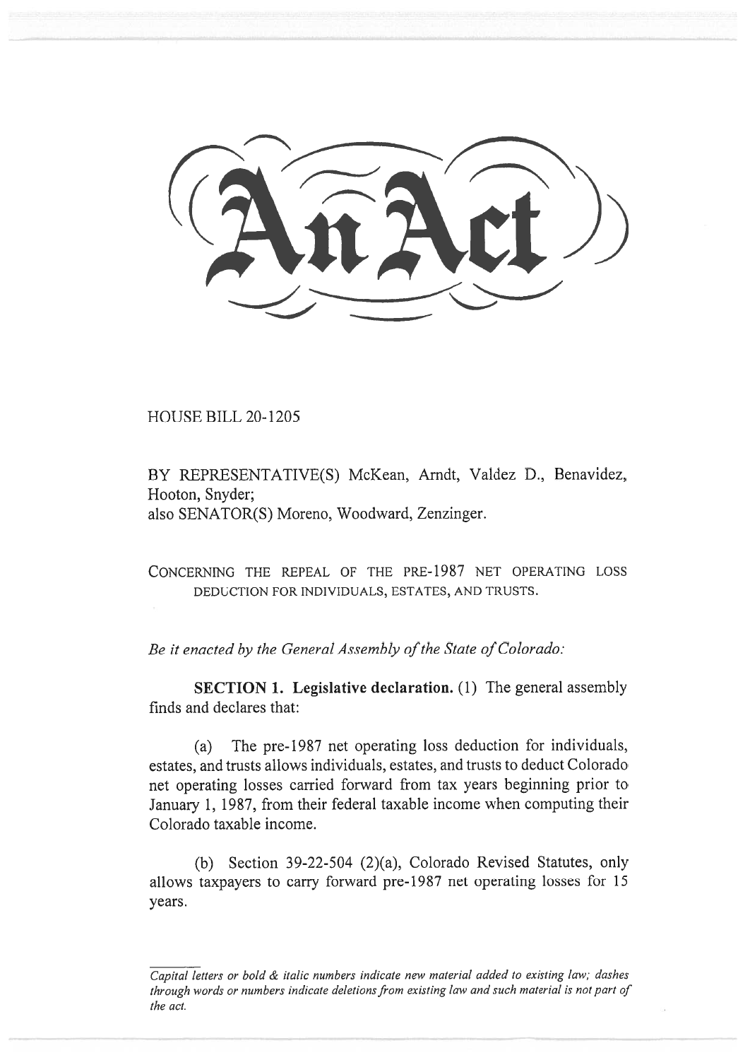# An Act

HOUSE BILL 20-1205

BY REPRESENTATIVE(S) McKean, Arndt, Valdez D., Benavidez, Hooton, Snyder;
also SENATOR(S) Moreno, Woodward, Zenzinger.

CONCERNING THE REPEAL OF THE PRE-1987 NET OPERATING LOSS DEDUCTION FOR INDIVIDUALS, ESTATES, AND TRUSTS.

*Be it enacted by the General Assembly of the State of Colorado:*

**SECTION 1. Legislative declaration.** (1) The general assembly finds and declares that:

(a) The pre-1987 net operating loss deduction for individuals, estates, and trusts allows individuals, estates, and trusts to deduct Colorado net operating losses carried forward from tax years beginning prior to January 1, 1987, from their federal taxable income when computing their Colorado taxable income.

(b) Section 39-22-504 (2)(a), Colorado Revised Statutes, only allows taxpayers to carry forward pre-1987 net operating losses for 15 years.

*Capital letters or bold & italic numbers indicate new material added to existing law; dashes through words or numbers indicate deletions from existing law and such material is not part of the act.*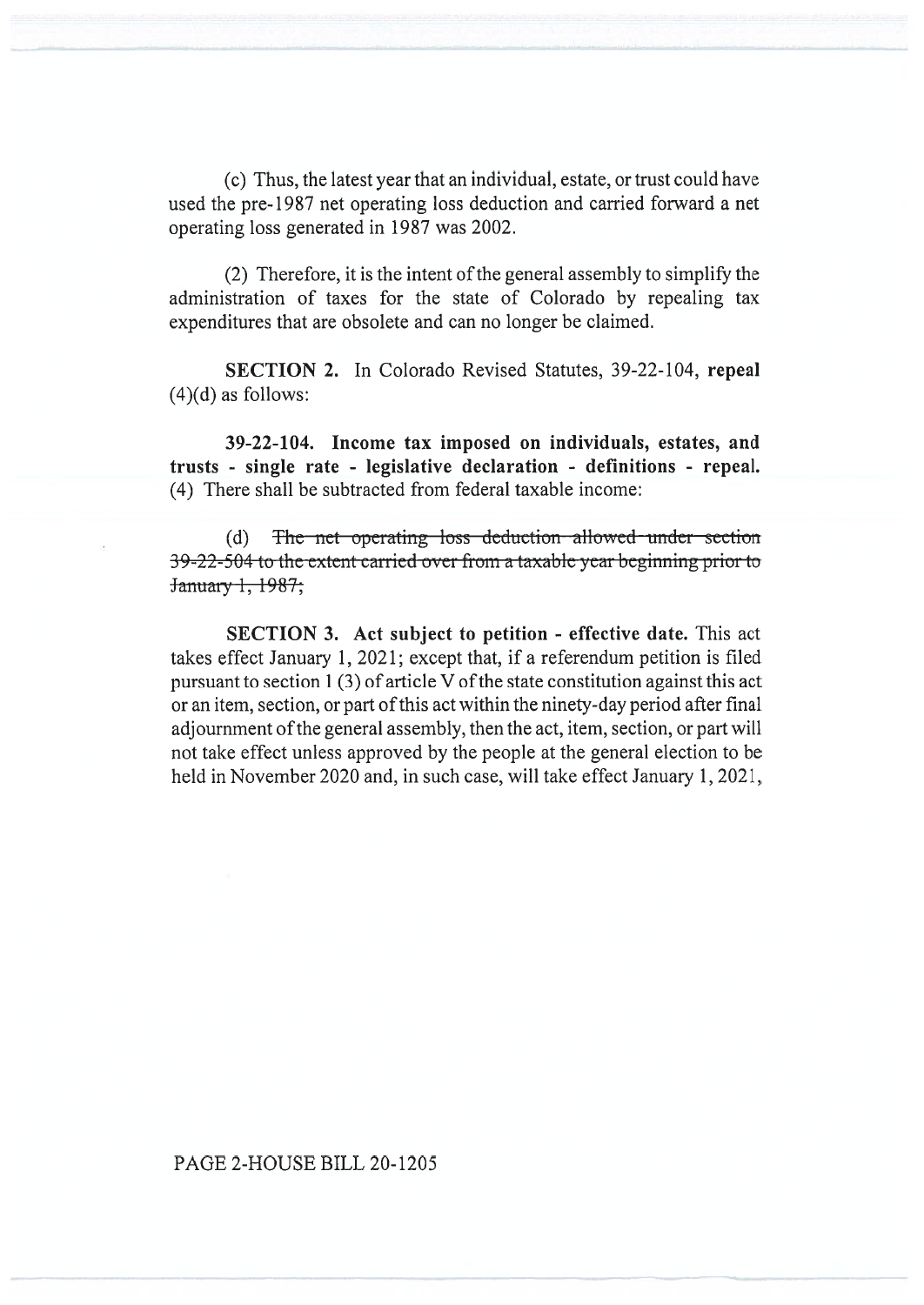(c) Thus, the latest year that an individual, estate, or trust could have used the pre-1987 net operating loss deduction and carried forward a net operating loss generated in 1987 was 2002.

(2) Therefore, it is the intent of the general assembly to simplify the administration of taxes for the state of Colorado by repealing tax expenditures that are obsolete and can no longer be claimed.

**SECTION 2.** In Colorado Revised Statutes, 39-22-104, **repeal** (4)(d) as follows:

**39-22-104. Income tax imposed on individuals, estates, and trusts - single rate - legislative declaration - definitions - repeal.** (4) There shall be subtracted from federal taxable income:

(d) ~~The net operating loss deduction allowed under section 39-22-504 to the extent carried over from a taxable year beginning prior to January 1, 1987;~~

**SECTION 3. Act subject to petition - effective date.** This act takes effect January 1, 2021; except that, if a referendum petition is filed pursuant to section 1 (3) of article V of the state constitution against this act or an item, section, or part of this act within the ninety-day period after final adjournment of the general assembly, then the act, item, section, or part will not take effect unless approved by the people at the general election to be held in November 2020 and, in such case, will take effect January 1, 2021,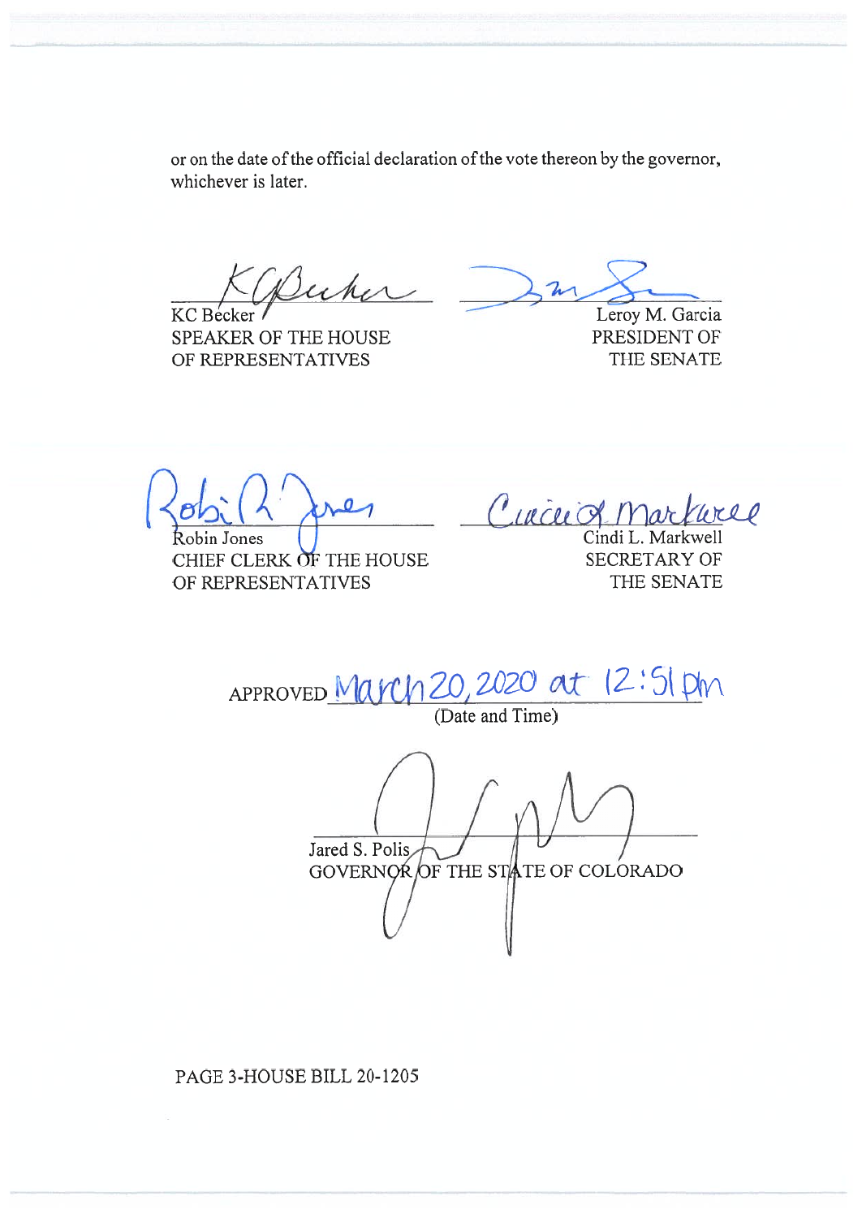or on the date of the official declaration of the vote thereon by the governor, whichever is later.

KC Becker
SPEAKER OF THE HOUSE
OF REPRESENTATIVES

Leroy M. Garcia
PRESIDENT OF
THE SENATE

Robin Jones
CHIEF CLERK OF THE HOUSE
OF REPRESENTATIVES

Cindi L. Markwell
SECRETARY OF
THE SENATE

APPROVED March 20, 2020 at 12:51 pm
(Date and Time)

Jared S. Polis
GOVERNOR OF THE STATE OF COLORADO

PAGE 3-HOUSE BILL 20-1205